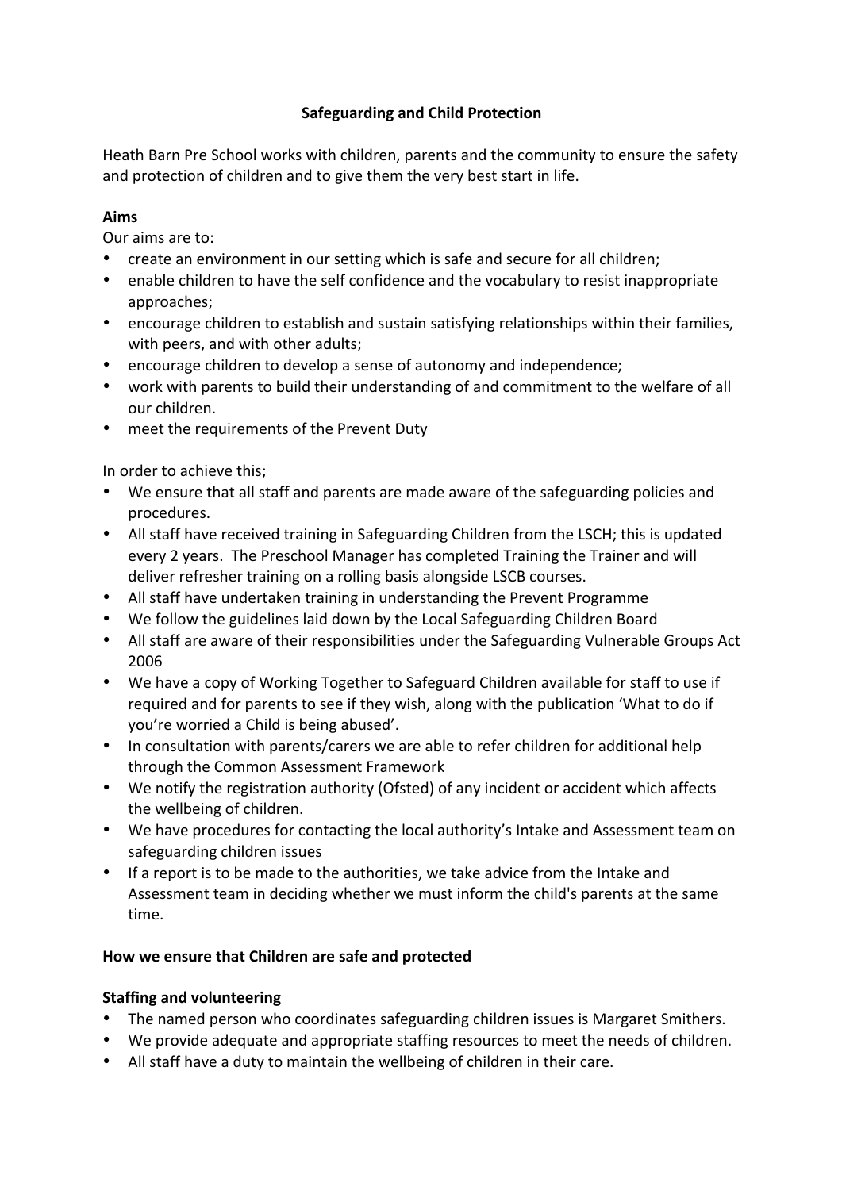# Safeguarding and Child Protection

Heath Barn Pre School works with children, parents and the community to ensure the safety and protection of children and to give them the very best start in life.

**Aims**

Our aims are to:

- create an environment in our setting which is safe and secure for all children;
- enable children to have the self confidence and the vocabulary to resist inappropriate approaches;
- encourage children to establish and sustain satisfying relationships within their families, with peers, and with other adults;
- encourage children to develop a sense of autonomy and independence;
- work with parents to build their understanding of and commitment to the welfare of all our children.
- meet the requirements of the Prevent Duty

In order to achieve this;

- We ensure that all staff and parents are made aware of the safeguarding policies and procedures.
- All staff have received training in Safeguarding Children from the LSCH; this is updated every 2 years. The Preschool Manager has completed Training the Trainer and will deliver refresher training on a rolling basis alongside LSCB courses.
- All staff have undertaken training in understanding the Prevent Programme
- We follow the guidelines laid down by the Local Safeguarding Children Board
- All staff are aware of their responsibilities under the Safeguarding Vulnerable Groups Act 2006
- We have a copy of Working Together to Safeguard Children available for staff to use if required and for parents to see if they wish, along with the publication 'What to do if you're worried a Child is being abused'.
- In consultation with parents/carers we are able to refer children for additional help through the Common Assessment Framework
- We notify the registration authority (Ofsted) of any incident or accident which affects the wellbeing of children.
- We have procedures for contacting the local authority's Intake and Assessment team on safeguarding children issues
- If a report is to be made to the authorities, we take advice from the Intake and Assessment team in deciding whether we must inform the child's parents at the same time.

**How we ensure that Children are safe and protected**

**Staffing and volunteering**

- The named person who coordinates safeguarding children issues is Margaret Smithers.
- We provide adequate and appropriate staffing resources to meet the needs of children.
- All staff have a duty to maintain the wellbeing of children in their care.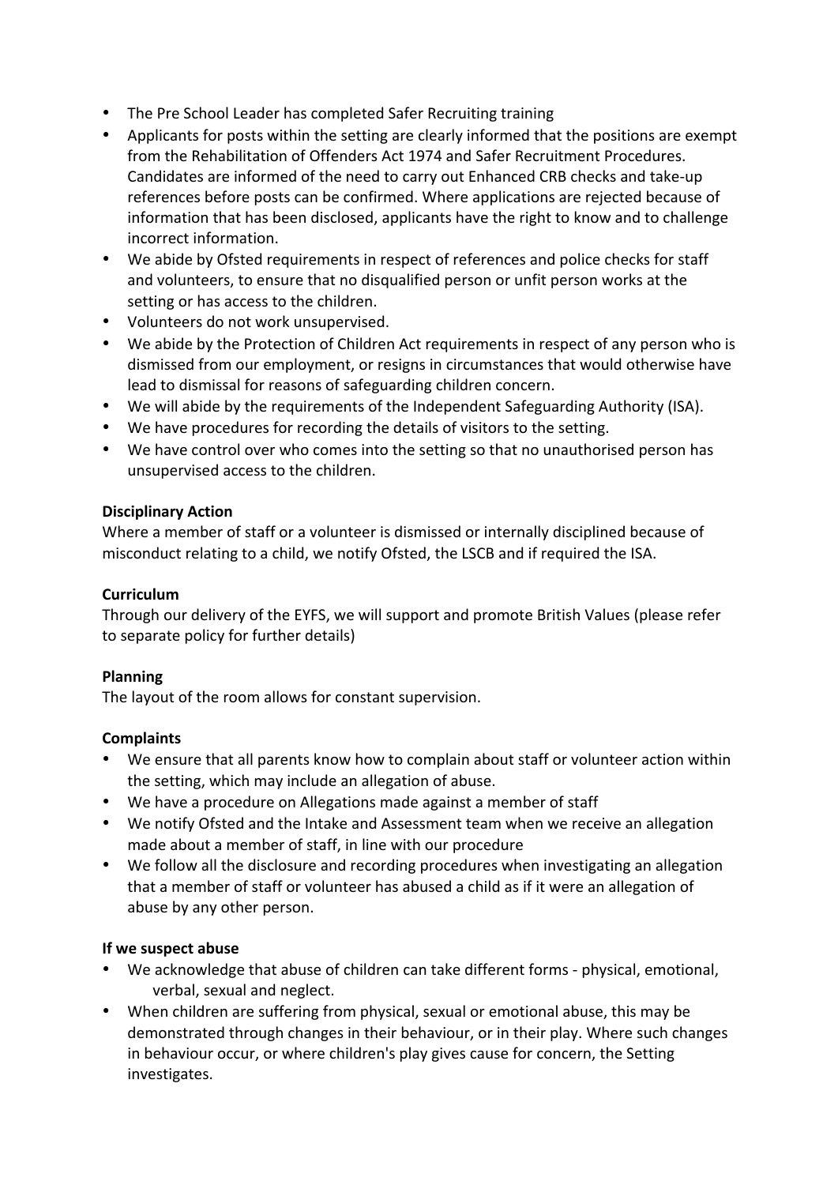- The Pre School Leader has completed Safer Recruiting training
- Applicants for posts within the setting are clearly informed that the positions are exempt from the Rehabilitation of Offenders Act 1974 and Safer Recruitment Procedures. Candidates are informed of the need to carry out Enhanced CRB checks and take-up references before posts can be confirmed. Where applications are rejected because of information that has been disclosed, applicants have the right to know and to challenge incorrect information.
- We abide by Ofsted requirements in respect of references and police checks for staff and volunteers, to ensure that no disqualified person or unfit person works at the setting or has access to the children.
- Volunteers do not work unsupervised.
- We abide by the Protection of Children Act requirements in respect of any person who is dismissed from our employment, or resigns in circumstances that would otherwise have lead to dismissal for reasons of safeguarding children concern.
- We will abide by the requirements of the Independent Safeguarding Authority (ISA).
- We have procedures for recording the details of visitors to the setting.
- We have control over who comes into the setting so that no unauthorised person has unsupervised access to the children.

**Disciplinary Action**
Where a member of staff or a volunteer is dismissed or internally disciplined because of misconduct relating to a child, we notify Ofsted, the LSCB and if required the ISA.

**Curriculum**
Through our delivery of the EYFS, we will support and promote British Values (please refer to separate policy for further details)

**Planning**
The layout of the room allows for constant supervision.

**Complaints**
- We ensure that all parents know how to complain about staff or volunteer action within the setting, which may include an allegation of abuse.
- We have a procedure on Allegations made against a member of staff
- We notify Ofsted and the Intake and Assessment team when we receive an allegation made about a member of staff, in line with our procedure
- We follow all the disclosure and recording procedures when investigating an allegation that a member of staff or volunteer has abused a child as if it were an allegation of abuse by any other person.

**If we suspect abuse**
- We acknowledge that abuse of children can take different forms - physical, emotional, verbal, sexual and neglect.
- When children are suffering from physical, sexual or emotional abuse, this may be demonstrated through changes in their behaviour, or in their play. Where such changes in behaviour occur, or where children's play gives cause for concern, the Setting investigates.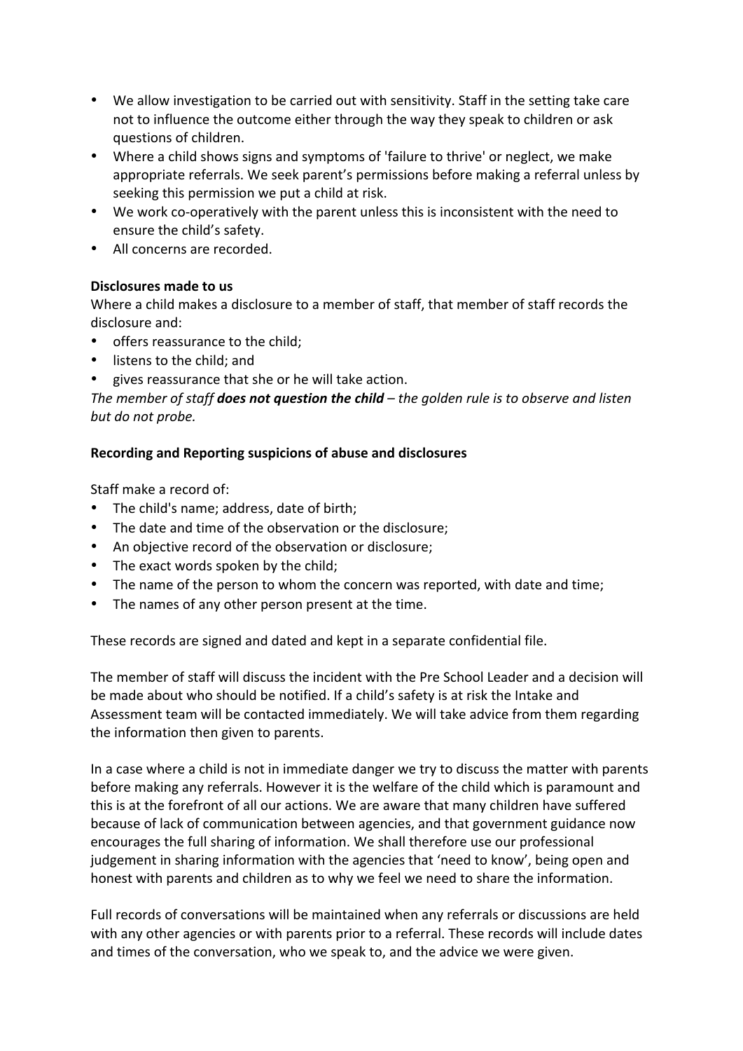- We allow investigation to be carried out with sensitivity. Staff in the setting take care not to influence the outcome either through the way they speak to children or ask questions of children.
- Where a child shows signs and symptoms of 'failure to thrive' or neglect, we make appropriate referrals. We seek parent's permissions before making a referral unless by seeking this permission we put a child at risk.
- We work co-operatively with the parent unless this is inconsistent with the need to ensure the child's safety.
- All concerns are recorded.

**Disclosures made to us**

Where a child makes a disclosure to a member of staff, that member of staff records the disclosure and:

- offers reassurance to the child;
- listens to the child; and
- gives reassurance that she or he will take action.

*The member of staff* ***does not question the child*** *– the golden rule is to observe and listen but do not probe.*

**Recording and Reporting suspicions of abuse and disclosures**

Staff make a record of:

- The child's name; address, date of birth;
- The date and time of the observation or the disclosure;
- An objective record of the observation or disclosure;
- The exact words spoken by the child;
- The name of the person to whom the concern was reported, with date and time;
- The names of any other person present at the time.

These records are signed and dated and kept in a separate confidential file.

The member of staff will discuss the incident with the Pre School Leader and a decision will be made about who should be notified. If a child's safety is at risk the Intake and Assessment team will be contacted immediately. We will take advice from them regarding the information then given to parents.

In a case where a child is not in immediate danger we try to discuss the matter with parents before making any referrals. However it is the welfare of the child which is paramount and this is at the forefront of all our actions. We are aware that many children have suffered because of lack of communication between agencies, and that government guidance now encourages the full sharing of information. We shall therefore use our professional judgement in sharing information with the agencies that 'need to know', being open and honest with parents and children as to why we feel we need to share the information.

Full records of conversations will be maintained when any referrals or discussions are held with any other agencies or with parents prior to a referral. These records will include dates and times of the conversation, who we speak to, and the advice we were given.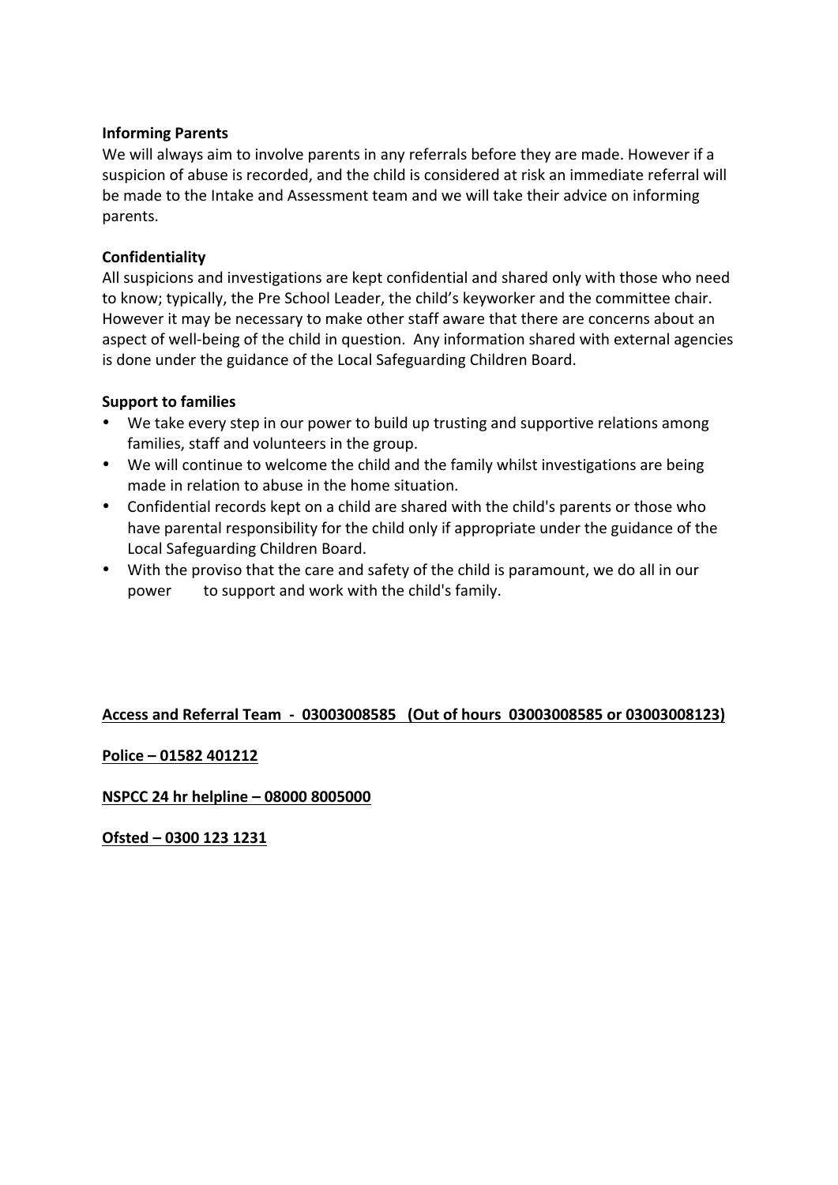**Informing Parents**
We will always aim to involve parents in any referrals before they are made. However if a suspicion of abuse is recorded, and the child is considered at risk an immediate referral will be made to the Intake and Assessment team and we will take their advice on informing parents.

**Confidentiality**
All suspicions and investigations are kept confidential and shared only with those who need to know; typically, the Pre School Leader, the child's keyworker and the committee chair. However it may be necessary to make other staff aware that there are concerns about an aspect of well-being of the child in question. Any information shared with external agencies is done under the guidance of the Local Safeguarding Children Board.

**Support to families**

- We take every step in our power to build up trusting and supportive relations among families, staff and volunteers in the group.
- We will continue to welcome the child and the family whilst investigations are being made in relation to abuse in the home situation.
- Confidential records kept on a child are shared with the child's parents or those who have parental responsibility for the child only if appropriate under the guidance of the Local Safeguarding Children Board.
- With the proviso that the care and safety of the child is paramount, we do all in our power to support and work with the child's family.

**Access and Referral Team - 03003008585 (Out of hours 03003008585 or 03003008123)**

**Police – 01582 401212**

**NSPCC 24 hr helpline – 08000 8005000**

**Ofsted – 0300 123 1231**